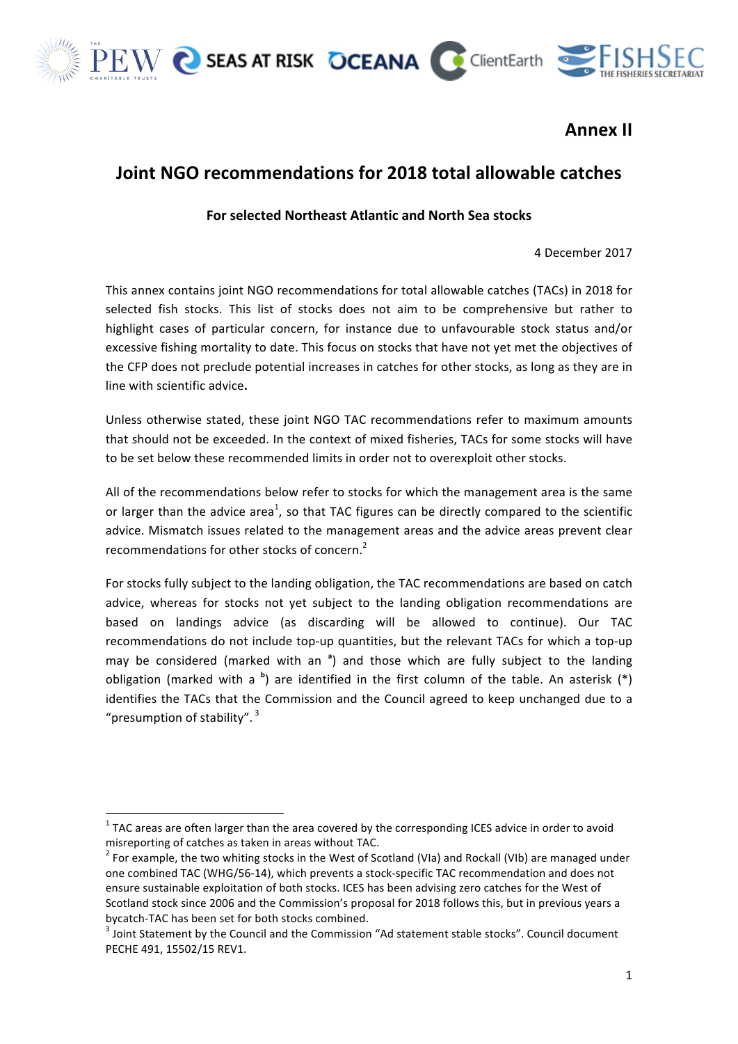## Annex II

# Joint NGO recommendations for 2018 total allowable catches

**For selected Northeast Atlantic and North Sea stocks**

4 December 2017

This annex contains joint NGO recommendations for total allowable catches (TACs) in 2018 for selected fish stocks. This list of stocks does not aim to be comprehensive but rather to highlight cases of particular concern, for instance due to unfavourable stock status and/or excessive fishing mortality to date. This focus on stocks that have not yet met the objectives of the CFP does not preclude potential increases in catches for other stocks, as long as they are in line with scientific advice**.**

Unless otherwise stated, these joint NGO TAC recommendations refer to maximum amounts that should not be exceeded. In the context of mixed fisheries, TACs for some stocks will have to be set below these recommended limits in order not to overexploit other stocks.

All of the recommendations below refer to stocks for which the management area is the same or larger than the advice area[1], so that TAC figures can be directly compared to the scientific advice. Mismatch issues related to the management areas and the advice areas prevent clear recommendations for other stocks of concern.[2]

For stocks fully subject to the landing obligation, the TAC recommendations are based on catch advice, whereas for stocks not yet subject to the landing obligation recommendations are based on landings advice (as discarding will be allowed to continue). Our TAC recommendations do not include top-up quantities, but the relevant TACs for which a top-up may be considered (marked with an [a]) and those which are fully subject to the landing obligation (marked with a [b]) are identified in the first column of the table. An asterisk (*) identifies the TACs that the Commission and the Council agreed to keep unchanged due to a "presumption of stability".[3]

---

[1] TAC areas are often larger than the area covered by the corresponding ICES advice in order to avoid misreporting of catches as taken in areas without TAC.

[2] For example, the two whiting stocks in the West of Scotland (VIa) and Rockall (VIb) are managed under one combined TAC (WHG/56-14), which prevents a stock-specific TAC recommendation and does not ensure sustainable exploitation of both stocks. ICES has been advising zero catches for the West of Scotland stock since 2006 and the Commission's proposal for 2018 follows this, but in previous years a bycatch-TAC has been set for both stocks combined.

[3] Joint Statement by the Council and the Commission "Ad statement stable stocks". Council document PECHE 491, 15502/15 REV1.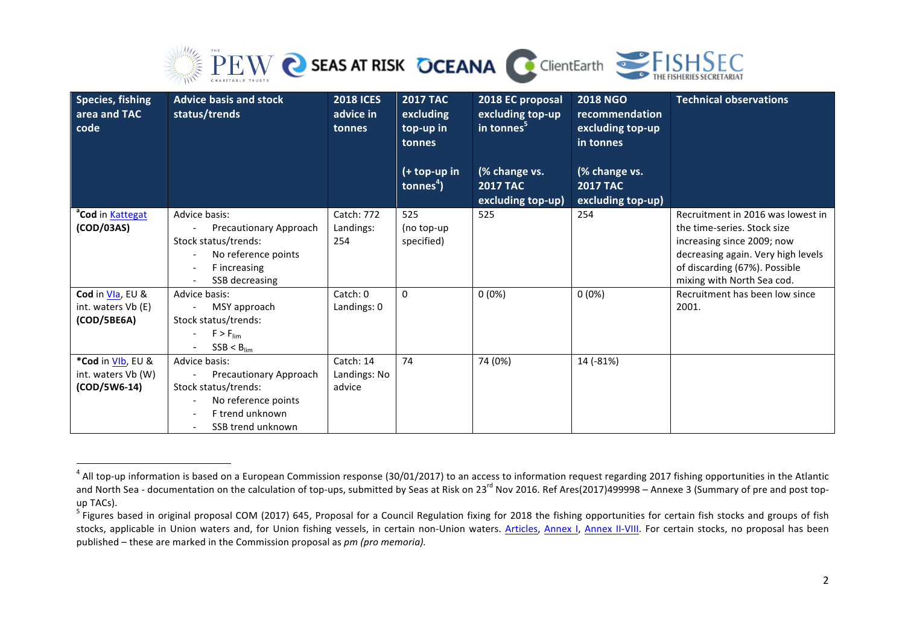| Species, fishing area and TAC code | Advice basis and stock status/trends | 2018 ICES advice in tonnes | 2017 TAC excluding top-up in tonnes (+ top-up in tonnes[4]) | 2018 EC proposal excluding top-up in tonnes[5] (% change vs. 2017 TAC excluding top-up) | 2018 NGO recommendation excluding top-up in tonnes (% change vs. 2017 TAC excluding top-up) | Technical observations |
|---|---|---|---|---|---|---|
| [a]**Cod** in Kattegat **(COD/03AS)** | Advice basis: - Precautionary Approach Stock status/trends: - No reference points - F increasing - SSB decreasing | Catch: 772 Landings: 254 | 525 (no top-up specified) | 525 | 254 | Recruitment in 2016 was lowest in the time-series. Stock size increasing since 2009; now decreasing again. Very high levels of discarding (67%). Possible mixing with North Sea cod. |
| **Cod** in VIa, EU & int. waters Vb (E) **(COD/5BE6A)** | Advice basis: - MSY approach Stock status/trends: - $F > F_{lim}$ - $SSB < B_{lim}$ | Catch: 0 Landings: 0 | 0 | 0 (0%) | 0 (0%) | Recruitment has been low since 2001. |
| ***Cod** in VIb, EU & int. waters Vb (W) **(COD/5W6-14)** | Advice basis: - Precautionary Approach Stock status/trends: - No reference points - F trend unknown - SSB trend unknown | Catch: 14 Landings: No advice | 74 | 74 (0%) | 14 (-81%) | |

[4] All top-up information is based on a European Commission response (30/01/2017) to an access to information request regarding 2017 fishing opportunities in the Atlantic and North Sea - documentation on the calculation of top-ups, submitted by Seas at Risk on 23[rd] Nov 2016. Ref Ares(2017)499998 – Annexe 3 (Summary of pre and post top-up TACs).

[5] Figures based in original proposal COM (2017) 645, Proposal for a Council Regulation fixing for 2018 the fishing opportunities for certain fish stocks and groups of fish stocks, applicable in Union waters and, for Union fishing vessels, in certain non-Union waters. Articles, Annex I, Annex II-VIII. For certain stocks, no proposal has been published – these are marked in the Commission proposal as *pm (pro memoria).*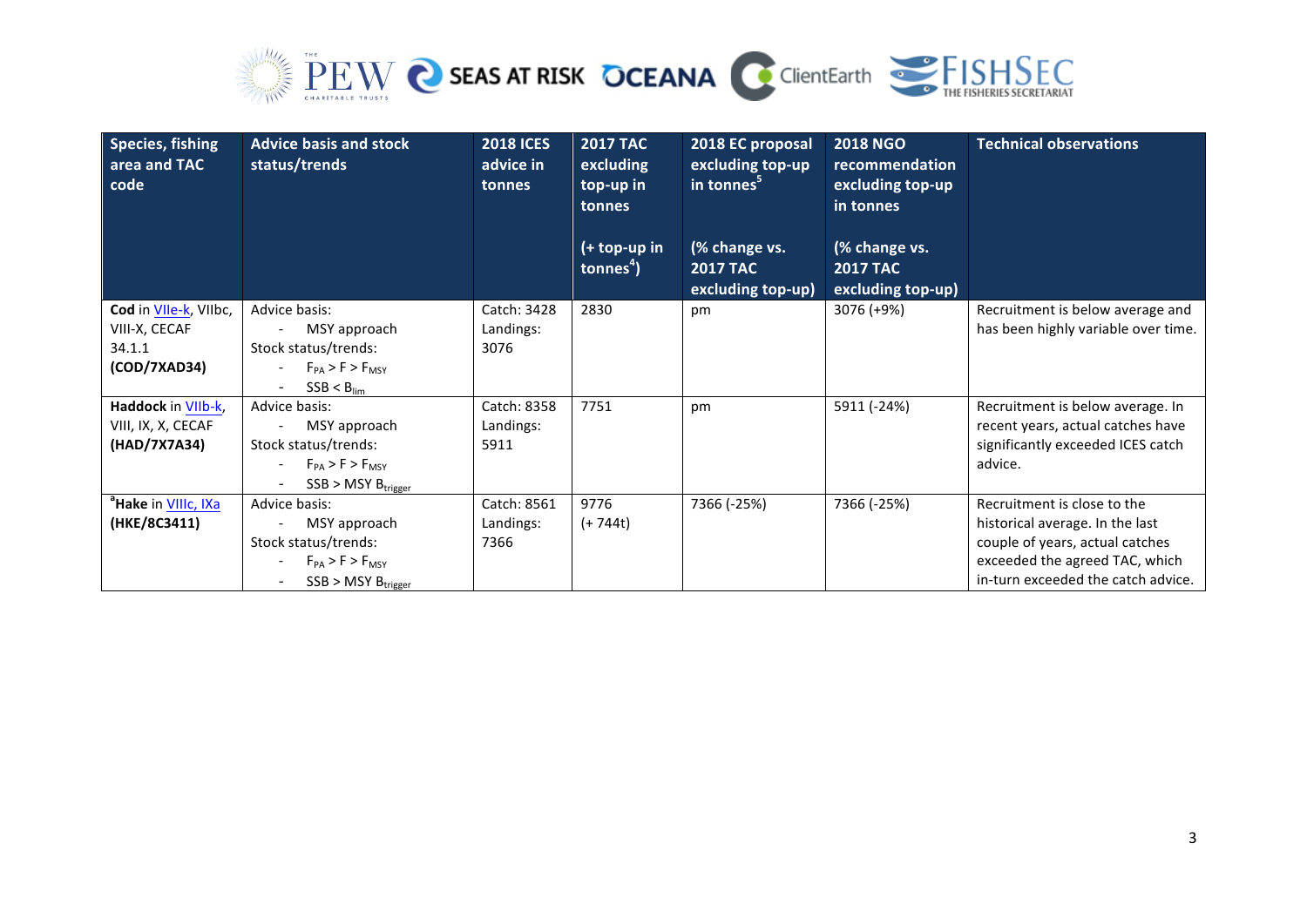| Species, fishing area and TAC code | Advice basis and stock status/trends | 2018 ICES advice in tonnes | 2017 TAC excluding top-up in tonnes (+ top-up in tonnes[4]) | 2018 EC proposal excluding top-up in tonnes[5] (% change vs. 2017 TAC excluding top-up) | 2018 NGO recommendation excluding top-up in tonnes (% change vs. 2017 TAC excluding top-up) | Technical observations |
|---|---|---|---|---|---|---|
| **Cod** in VIIe-k, VIIbc, VIII-X, CECAF 34.1.1 **(COD/7XAD34)** | Advice basis: - MSY approach Stock status/trends: - $F_{PA} > F > F_{MSY}$ - $SSB < B_{lim}$ | Catch: 3428 Landings: 3076 | 2830 | pm | 3076 (+9%) | Recruitment is below average and has been highly variable over time. |
| **Haddock** in VIIb-k, VIII, IX, X, CECAF **(HAD/7X7A34)** | Advice basis: - MSY approach Stock status/trends: - $F_{PA} > F > F_{MSY}$ - $SSB > MSY\ B_{trigger}$ | Catch: 8358 Landings: 5911 | 7751 | pm | 5911 (-24%) | Recruitment is below average. In recent years, actual catches have significantly exceeded ICES catch advice. |
| [a]**Hake** in VIIIc, IXa **(HKE/8C3411)** | Advice basis: - MSY approach Stock status/trends: - $F_{PA} > F > F_{MSY}$ - $SSB > MSY\ B_{trigger}$ | Catch: 8561 Landings: 7366 | 9776 (+ 744t) | 7366 (-25%) | 7366 (-25%) | Recruitment is close to the historical average. In the last couple of years, actual catches exceeded the agreed TAC, which in-turn exceeded the catch advice. |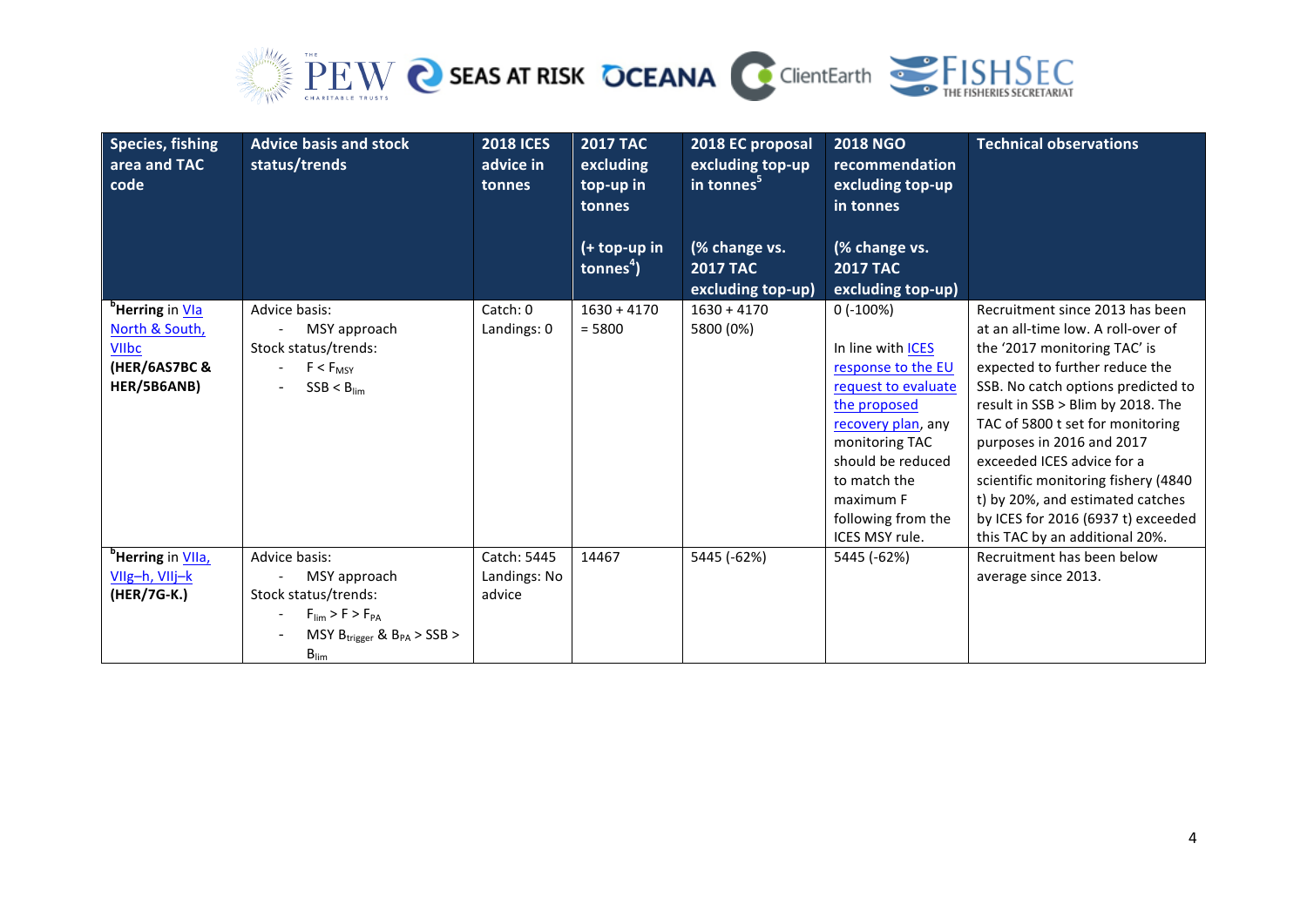| Species, fishing area and TAC code | Advice basis and stock status/trends | 2018 ICES advice in tonnes | 2017 TAC excluding top-up in tonnes (+ top-up in tonnes[4]) | 2018 EC proposal excluding top-up in tonnes[5] (% change vs. 2017 TAC excluding top-up) | 2018 NGO recommendation excluding top-up in tonnes (% change vs. 2017 TAC excluding top-up) | Technical observations |
|---|---|---|---|---|---|---|
| [b]Herring in VIa North & South, VIIbc **(HER/6AS7BC & HER/5B6ANB)** | Advice basis: - MSY approach Stock status/trends: - $F < F_{MSY}$ - $SSB < B_{lim}$ | Catch: 0 Landings: 0 | 1630 + 4170 = 5800 | 1630 + 4170 5800 (0%) | 0 (-100%) In line with ICES response to the EU request to evaluate the proposed recovery plan, any monitoring TAC should be reduced to match the maximum F following from the ICES MSY rule. | Recruitment since 2013 has been at an all-time low. A roll-over of the '2017 monitoring TAC' is expected to further reduce the SSB. No catch options predicted to result in SSB > Blim by 2018. The TAC of 5800 t set for monitoring purposes in 2016 and 2017 exceeded ICES advice for a scientific monitoring fishery (4840 t) by 20%, and estimated catches by ICES for 2016 (6937 t) exceeded this TAC by an additional 20%. |
| [b]Herring in VIIa, VIIg–h, VIIj–k **(HER/7G-K.)** | Advice basis: - MSY approach Stock status/trends: - $F_{lim} > F > F_{PA}$ - MSY $B_{trigger}$ & $B_{PA} > SSB > B_{lim}$ | Catch: 5445 Landings: No advice | 14467 | 5445 (-62%) | 5445 (-62%) | Recruitment has been below average since 2013. |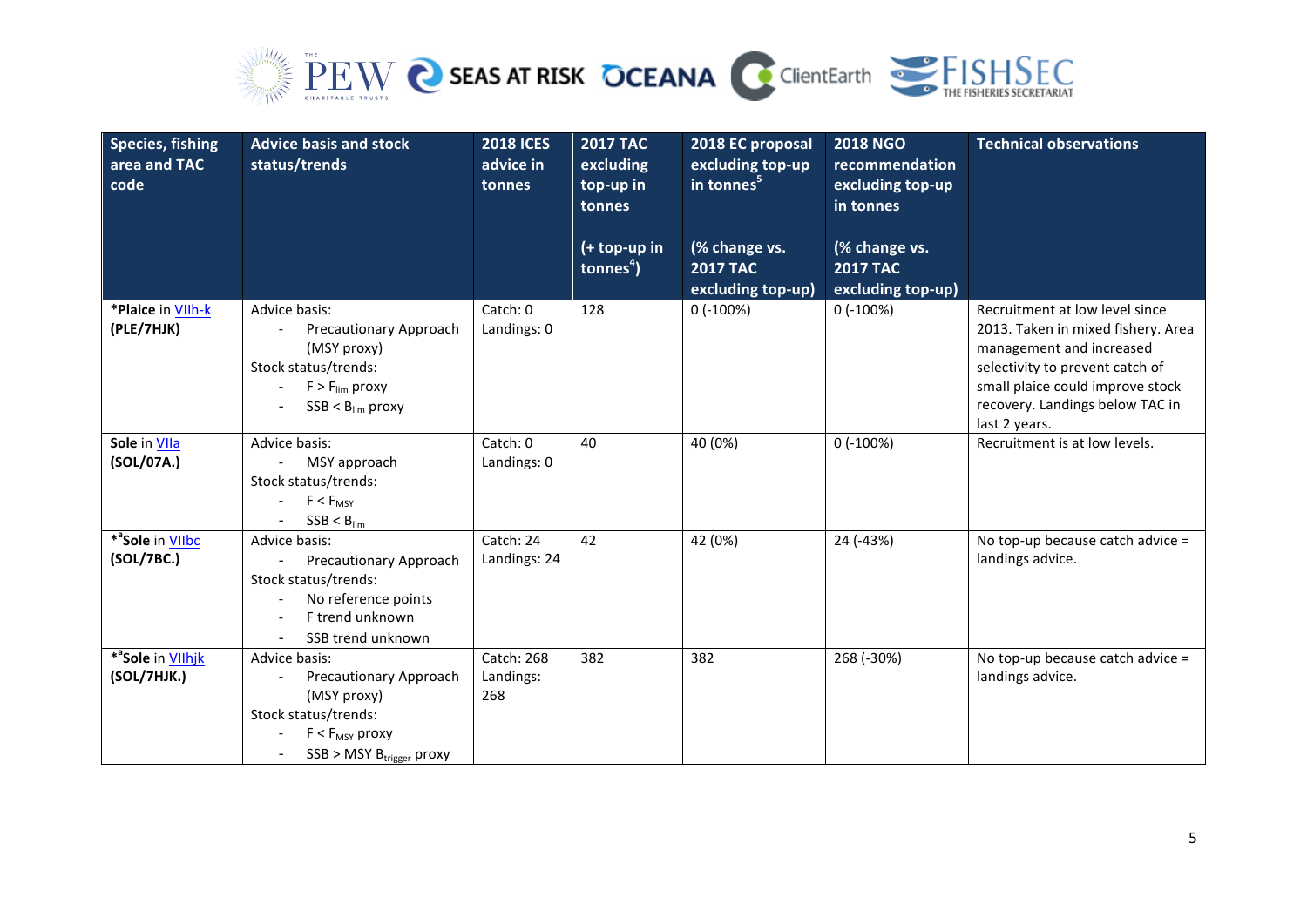| Species, fishing area and TAC code | Advice basis and stock status/trends | 2018 ICES advice in tonnes | 2017 TAC excluding top-up in tonnes<br><br>(+ top-up in tonnes[4]) | 2018 EC proposal excluding top-up in tonnes[5]<br><br>(% change vs. 2017 TAC excluding top-up) | 2018 NGO recommendation excluding top-up in tonnes<br><br>(% change vs. 2017 TAC excluding top-up) | Technical observations |
|---|---|---|---|---|---|---|
| ***Plaice** in VIIh-k<br>**(PLE/7HJK)** | Advice basis:<br>- Precautionary Approach (MSY proxy)<br>Stock status/trends:<br>- $F > F_{lim}$ proxy<br>- $SSB < B_{lim}$ proxy | Catch: 0<br>Landings: 0 | 128 | 0 (-100%) | 0 (-100%) | Recruitment at low level since 2013. Taken in mixed fishery. Area management and increased selectivity to prevent catch of small plaice could improve stock recovery. Landings below TAC in last 2 years. |
| **Sole** in VIIa<br>**(SOL/07A.)** | Advice basis:<br>- MSY approach<br>Stock status/trends:<br>- $F < F_{MSY}$<br>- $SSB < B_{lim}$ | Catch: 0<br>Landings: 0 | 40 | 40 (0%) | 0 (-100%) | Recruitment is at low levels. |
| ***[a]Sole** in VIIbc<br>**(SOL/7BC.)** | Advice basis:<br>- Precautionary Approach<br>Stock status/trends:<br>- No reference points<br>- F trend unknown<br>- SSB trend unknown | Catch: 24<br>Landings: 24 | 42 | 42 (0%) | 24 (-43%) | No top-up because catch advice = landings advice. |
| ***[a]Sole** in VIIhjk<br>**(SOL/7HJK.)** | Advice basis:<br>- Precautionary Approach (MSY proxy)<br>Stock status/trends:<br>- $F < F_{MSY}$ proxy<br>- SSB > MSY $B_{trigger}$ proxy | Catch: 268<br>Landings: 268 | 382 | 382 | 268 (-30%) | No top-up because catch advice = landings advice. |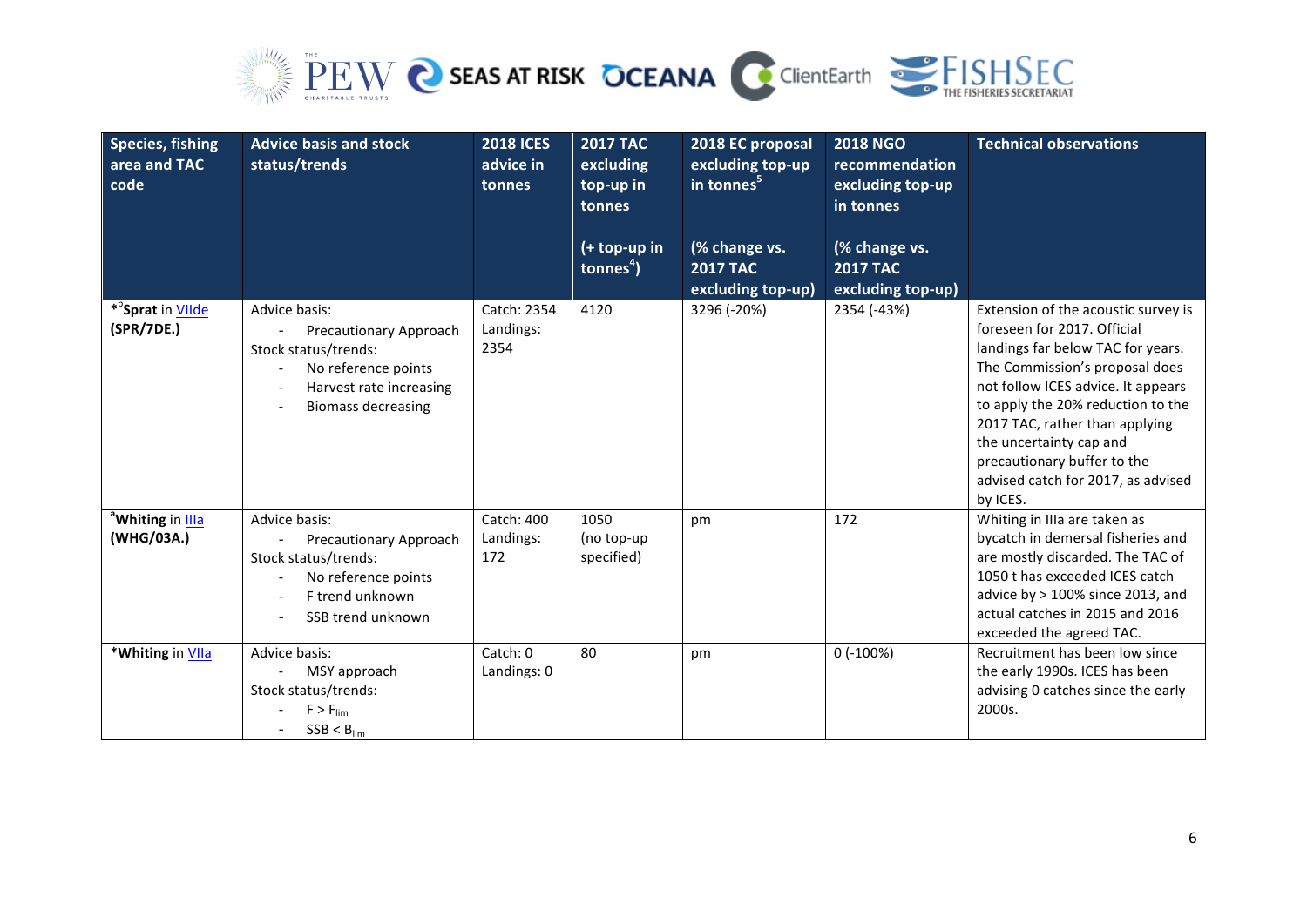| Species, fishing area and TAC code | Advice basis and stock status/trends | 2018 ICES advice in tonnes | 2017 TAC excluding top-up in tonnes<br><br>(+ top-up in tonnes[4]) | 2018 EC proposal excluding top-up in tonnes[5]<br><br>(% change vs. 2017 TAC excluding top-up) | 2018 NGO recommendation excluding top-up in tonnes<br><br>(% change vs. 2017 TAC excluding top-up) | Technical observations |
|---|---|---|---|---|---|---|
| *[b]**Sprat** in VIIde **(SPR/7DE.)** | Advice basis:<br>- Precautionary Approach<br>Stock status/trends:<br>- No reference points<br>- Harvest rate increasing<br>- Biomass decreasing | Catch: 2354<br>Landings: 2354 | 4120 | 3296 (-20%) | 2354 (-43%) | Extension of the acoustic survey is foreseen for 2017. Official landings far below TAC for years. The Commission's proposal does not follow ICES advice. It appears to apply the 20% reduction to the 2017 TAC, rather than applying the uncertainty cap and precautionary buffer to the advised catch for 2017, as advised by ICES. |
| [a]**Whiting** in IIIa **(WHG/03A.)** | Advice basis:<br>- Precautionary Approach<br>Stock status/trends:<br>- No reference points<br>- F trend unknown<br>- SSB trend unknown | Catch: 400<br>Landings: 172 | 1050 (no top-up specified) | pm | 172 | Whiting in IIIa are taken as bycatch in demersal fisheries and are mostly discarded. The TAC of 1050 t has exceeded ICES catch advice by > 100% since 2013, and actual catches in 2015 and 2016 exceeded the agreed TAC. |
| ***Whiting** in VIIa | Advice basis:<br>- MSY approach<br>Stock status/trends:<br>- $F > F_{lim}$<br>- $SSB < B_{lim}$ | Catch: 0<br>Landings: 0 | 80 | pm | 0 (-100%) | Recruitment has been low since the early 1990s. ICES has been advising 0 catches since the early 2000s. |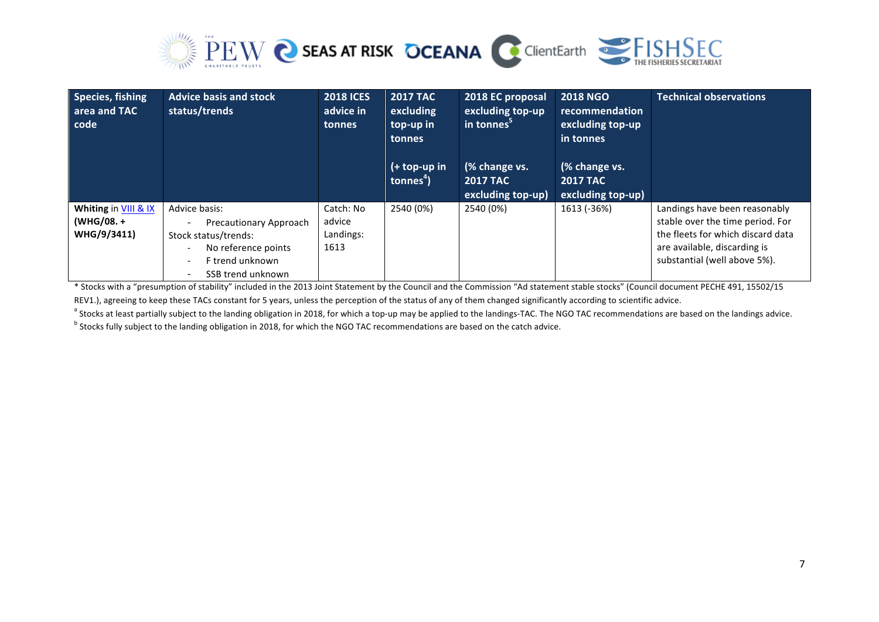| Species, fishing area and TAC code | Advice basis and stock status/trends | 2018 ICES advice in tonnes | 2017 TAC excluding top-up in tonnes<br><br>(+ top-up in tonnes[4]) | 2018 EC proposal excluding top-up in tonnes[5]<br><br>(% change vs. 2017 TAC excluding top-up) | 2018 NGO recommendation excluding top-up in tonnes<br><br>(% change vs. 2017 TAC excluding top-up) | Technical observations |
|---|---|---|---|---|---|---|
| **Whiting** in VIII & IX **(WHG/08. + WHG/9/3411)** | Advice basis:<br>- Precautionary Approach<br>Stock status/trends:<br>- No reference points<br>- F trend unknown<br>- SSB trend unknown | Catch: No advice<br>Landings: 1613 | 2540 (0%) | 2540 (0%) | 1613 (-36%) | Landings have been reasonably stable over the time period. For the fleets for which discard data are available, discarding is substantial (well above 5%). |

* Stocks with a "presumption of stability" included in the 2013 Joint Statement by the Council and the Commission "Ad statement stable stocks" (Council document PECHE 491, 15502/15 REV1.), agreeing to keep these TACs constant for 5 years, unless the perception of the status of any of them changed significantly according to scientific advice.

[a] Stocks at least partially subject to the landing obligation in 2018, for which a top-up may be applied to the landings-TAC. The NGO TAC recommendations are based on the landings advice.

[b] Stocks fully subject to the landing obligation in 2018, for which the NGO TAC recommendations are based on the catch advice.